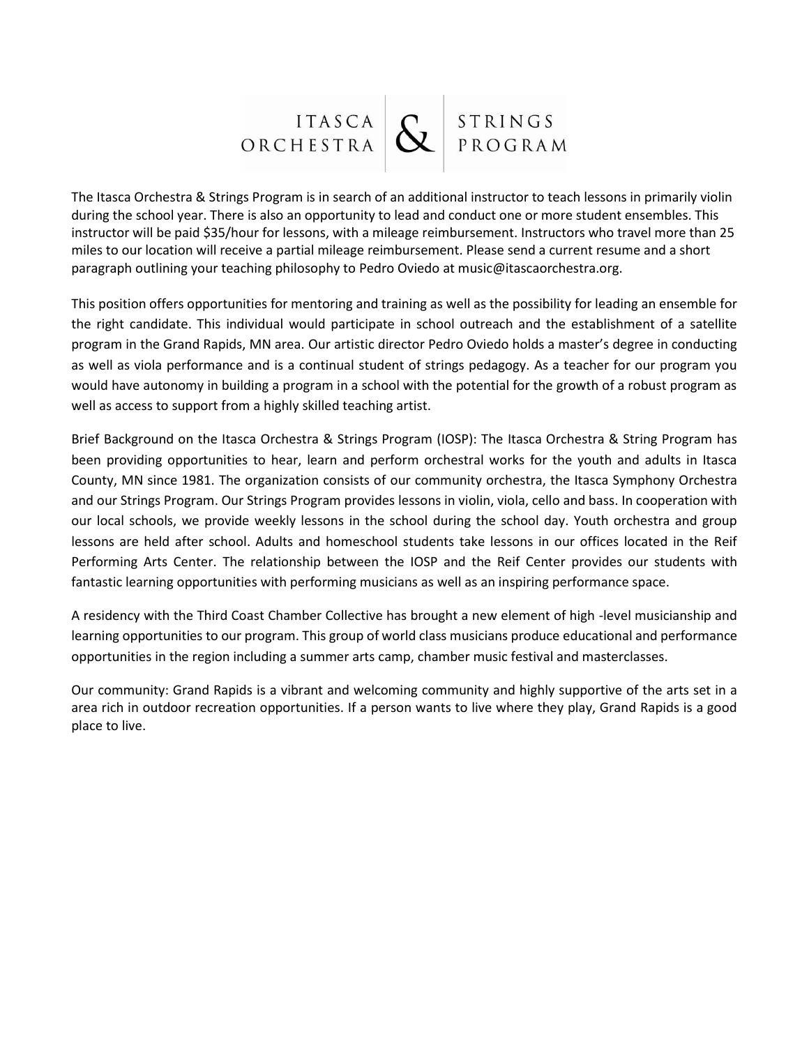# ITASCA ORCHESTRA & STRINGS PROGRAM

The Itasca Orchestra & Strings Program is in search of an additional instructor to teach lessons in primarily violin during the school year. There is also an opportunity to lead and conduct one or more student ensembles. This instructor will be paid $35/hour for lessons, with a mileage reimbursement. Instructors who travel more than 25 miles to our location will receive a partial mileage reimbursement. Please send a current resume and a short paragraph outlining your teaching philosophy to Pedro Oviedo at music@itascaorchestra.org.

This position offers opportunities for mentoring and training as well as the possibility for leading an ensemble for the right candidate. This individual would participate in school outreach and the establishment of a satellite program in the Grand Rapids, MN area. Our artistic director Pedro Oviedo holds a master's degree in conducting as well as viola performance and is a continual student of strings pedagogy. As a teacher for our program you would have autonomy in building a program in a school with the potential for the growth of a robust program as well as access to support from a highly skilled teaching artist.

Brief Background on the Itasca Orchestra & Strings Program (IOSP): The Itasca Orchestra & String Program has been providing opportunities to hear, learn and perform orchestral works for the youth and adults in Itasca County, MN since 1981. The organization consists of our community orchestra, the Itasca Symphony Orchestra and our Strings Program. Our Strings Program provides lessons in violin, viola, cello and bass. In cooperation with our local schools, we provide weekly lessons in the school during the school day. Youth orchestra and group lessons are held after school. Adults and homeschool students take lessons in our offices located in the Reif Performing Arts Center. The relationship between the IOSP and the Reif Center provides our students with fantastic learning opportunities with performing musicians as well as an inspiring performance space.

A residency with the Third Coast Chamber Collective has brought a new element of high -level musicianship and learning opportunities to our program. This group of world class musicians produce educational and performance opportunities in the region including a summer arts camp, chamber music festival and masterclasses.

Our community: Grand Rapids is a vibrant and welcoming community and highly supportive of the arts set in a area rich in outdoor recreation opportunities. If a person wants to live where they play, Grand Rapids is a good place to live.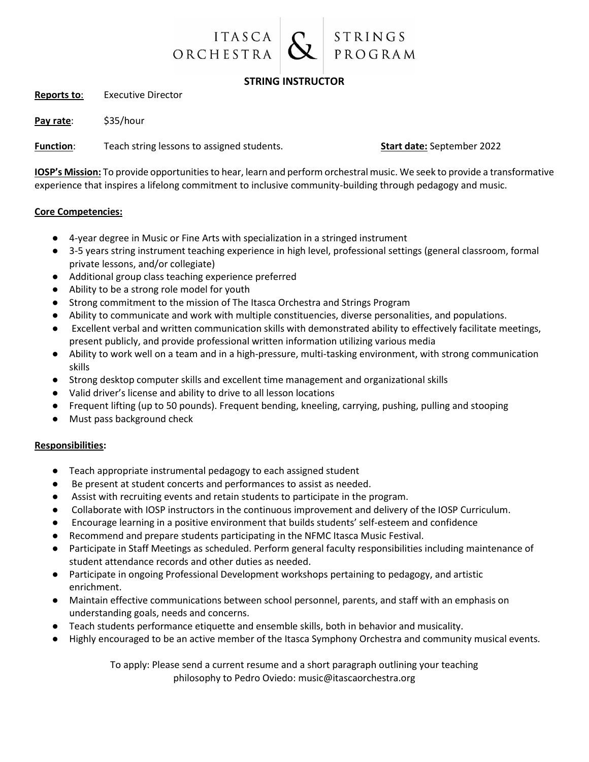ITASCA ORCHESTRA & STRINGS PROGRAM

## STRING INSTRUCTOR

**Reports to**: Executive Director

**Pay rate**: $35/hour

**Function**: Teach string lessons to assigned students. **Start date:** September 2022

**IOSP's Mission:** To provide opportunities to hear, learn and perform orchestral music. We seek to provide a transformative experience that inspires a lifelong commitment to inclusive community-building through pedagogy and music.

**Core Competencies:**

- 4-year degree in Music or Fine Arts with specialization in a stringed instrument
- 3-5 years string instrument teaching experience in high level, professional settings (general classroom, formal private lessons, and/or collegiate)
- Additional group class teaching experience preferred
- Ability to be a strong role model for youth
- Strong commitment to the mission of The Itasca Orchestra and Strings Program
- Ability to communicate and work with multiple constituencies, diverse personalities, and populations.
- Excellent verbal and written communication skills with demonstrated ability to effectively facilitate meetings, present publicly, and provide professional written information utilizing various media
- Ability to work well on a team and in a high-pressure, multi-tasking environment, with strong communication skills
- Strong desktop computer skills and excellent time management and organizational skills
- Valid driver's license and ability to drive to all lesson locations
- Frequent lifting (up to 50 pounds). Frequent bending, kneeling, carrying, pushing, pulling and stooping
- Must pass background check

**Responsibilities:**

- Teach appropriate instrumental pedagogy to each assigned student
- Be present at student concerts and performances to assist as needed.
- Assist with recruiting events and retain students to participate in the program.
- Collaborate with IOSP instructors in the continuous improvement and delivery of the IOSP Curriculum.
- Encourage learning in a positive environment that builds students' self-esteem and confidence
- Recommend and prepare students participating in the NFMC Itasca Music Festival.
- Participate in Staff Meetings as scheduled. Perform general faculty responsibilities including maintenance of student attendance records and other duties as needed.
- Participate in ongoing Professional Development workshops pertaining to pedagogy, and artistic enrichment.
- Maintain effective communications between school personnel, parents, and staff with an emphasis on understanding goals, needs and concerns.
- Teach students performance etiquette and ensemble skills, both in behavior and musicality.
- Highly encouraged to be an active member of the Itasca Symphony Orchestra and community musical events.

To apply: Please send a current resume and a short paragraph outlining your teaching philosophy to Pedro Oviedo: music@itascaorchestra.org